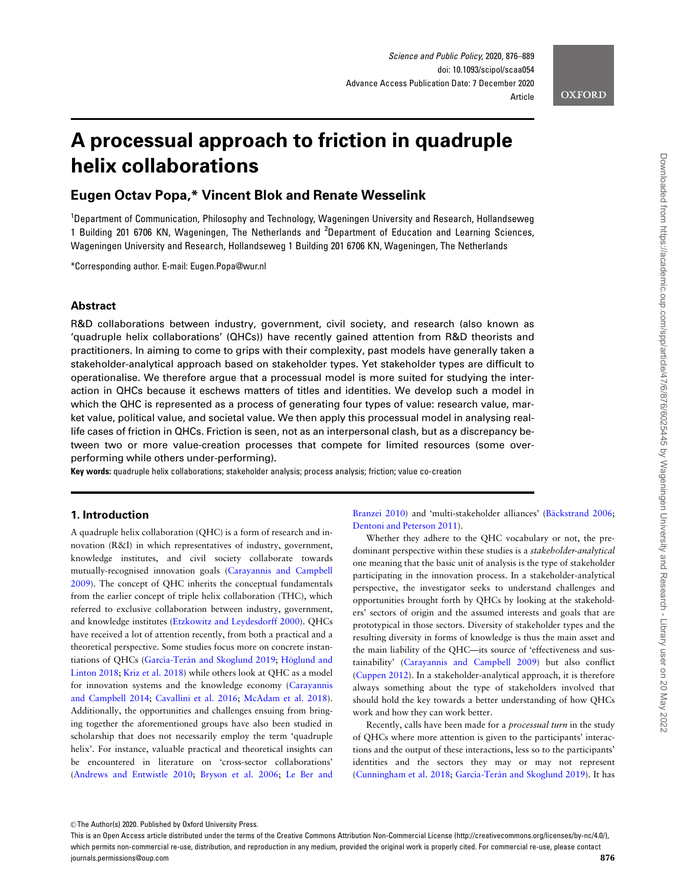# A processual approach to friction in quadruple helix collaborations

## Eugen Octav Popa,* Vincent Blok and Renate Wesselink

[1]Department of Communication, Philosophy and Technology, Wageningen University and Research, Hollandseweg 1 Building 201 6706 KN, Wageningen, The Netherlands and [2]Department of Education and Learning Sciences, Wageningen University and Research, Hollandseweg 1 Building 201 6706 KN, Wageningen, The Netherlands

*Corresponding author. E-mail: Eugen.Popa@wur.nl

## Abstract

R&D collaborations between industry, government, civil society, and research (also known as 'quadruple helix collaborations' (QHCs)) have recently gained attention from R&D theorists and practitioners. In aiming to come to grips with their complexity, past models have generally taken a stakeholder-analytical approach based on stakeholder types. Yet stakeholder types are difficult to operationalise. We therefore argue that a processual model is more suited for studying the interaction in QHCs because it eschews matters of titles and identities. We develop such a model in which the QHC is represented as a process of generating four types of value: research value, market value, political value, and societal value. We then apply this processual model in analysing real-life cases of friction in QHCs. Friction is seen, not as an interpersonal clash, but as a discrepancy between two or more value-creation processes that compete for limited resources (some over-performing while others under-performing).

**Key words:** quadruple helix collaborations; stakeholder analysis; process analysis; friction; value co-creation

## 1. Introduction

A quadruple helix collaboration (QHC) is a form of research and innovation (R&I) in which representatives of industry, government, knowledge institutes, and civil society collaborate towards mutually-recognised innovation goals (Carayannis and Campbell 2009). The concept of QHC inherits the conceptual fundamentals from the earlier concept of triple helix collaboration (THC), which referred to exclusive collaboration between industry, government, and knowledge institutes (Etzkowitz and Leydesdorff 2000). QHCs have received a lot of attention recently, from both a practical and a theoretical perspective. Some studies focus more on concrete instantiations of QHCs (García-Terán and Skoglund 2019; Höglund and Linton 2018; Kriz et al. 2018) while others look at QHC as a model for innovation systems and the knowledge economy (Carayannis and Campbell 2014; Cavallini et al. 2016; McAdam et al. 2018). Additionally, the opportunities and challenges ensuing from bringing together the aforementioned groups have also been studied in scholarship that does not necessarily employ the term 'quadruple helix'. For instance, valuable practical and theoretical insights can be encountered in literature on 'cross-sector collaborations' (Andrews and Entwistle 2010; Bryson et al. 2006; Le Ber and Branzei 2010) and 'multi-stakeholder alliances' (Bäckstrand 2006; Dentoni and Peterson 2011).

Whether they adhere to the QHC vocabulary or not, the predominant perspective within these studies is a *stakeholder-analytical* one meaning that the basic unit of analysis is the type of stakeholder participating in the innovation process. In a stakeholder-analytical perspective, the investigator seeks to understand challenges and opportunities brought forth by QHCs by looking at the stakeholders' sectors of origin and the assumed interests and goals that are prototypical in those sectors. Diversity of stakeholder types and the resulting diversity in forms of knowledge is thus the main asset and the main liability of the QHC—its source of 'effectiveness and sustainability' (Carayannis and Campbell 2009) but also conflict (Cuppen 2012). In a stakeholder-analytical approach, it is therefore always something about the type of stakeholders involved that should hold the key towards a better understanding of how QHCs work and how they can work better.

Recently, calls have been made for a *processual turn* in the study of QHCs where more attention is given to the participants' interactions and the output of these interactions, less so to the participants' identities and the sectors they may or may not represent (Cunningham et al. 2018; García-Terán and Skoglund 2019). It has

© The Author(s) 2020. Published by Oxford University Press.
This is an Open Access article distributed under the terms of the Creative Commons Attribution Non-Commercial License (http://creativecommons.org/licenses/by-nc/4.0/), which permits non-commercial re-use, distribution, and reproduction in any medium, provided the original work is properly cited. For commercial re-use, please contact journals.permissions@oup.com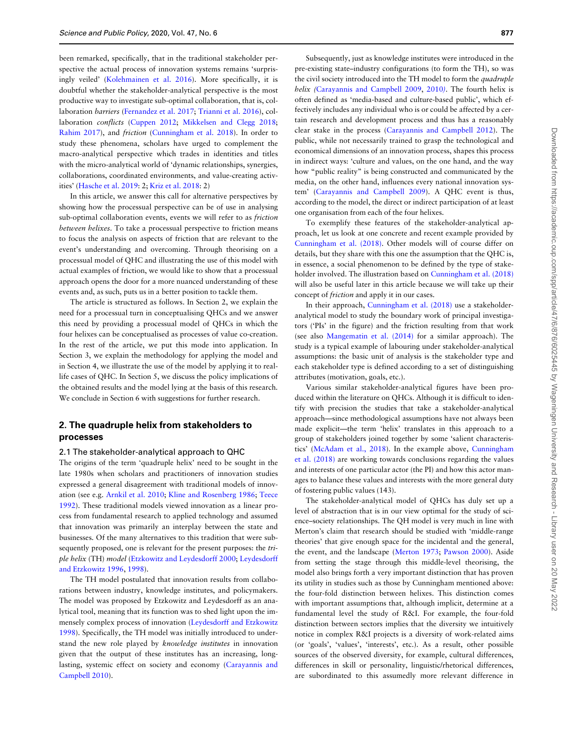been remarked, specifically, that in the traditional stakeholder perspective the actual process of innovation systems remains 'surprisingly veiled' (Kolehmainen et al. 2016). More specifically, it is doubtful whether the stakeholder-analytical perspective is the most productive way to investigate sub-optimal collaboration, that is, collaboration *barriers* (Fernandez et al. 2017; Trianni et al. 2016), collaboration *conflicts* (Cuppen 2012; Mikkelsen and Clegg 2018; Rahim 2017), and *friction* (Cunningham et al. 2018). In order to study these phenomena, scholars have urged to complement the macro-analytical perspective which trades in identities and titles with the micro-analytical world of 'dynamic relationships, synergies, collaborations, coordinated environments, and value-creating activities' (Hasche et al. 2019: 2; Kriz et al. 2018: 2)

In this article, we answer this call for alternative perspectives by showing how the processual perspective can be of use in analysing sub-optimal collaboration events, events we will refer to as *friction between helixes*. To take a processual perspective to friction means to focus the analysis on aspects of friction that are relevant to the event's understanding and overcoming. Through theorising on a processual model of QHC and illustrating the use of this model with actual examples of friction, we would like to show that a processual approach opens the door for a more nuanced understanding of these events and, as such, puts us in a better position to tackle them.

The article is structured as follows. In Section 2, we explain the need for a processual turn in conceptualising QHCs and we answer this need by providing a processual model of QHCs in which the four helixes can be conceptualised as processes of value co-creation. In the rest of the article, we put this mode into application. In Section 3, we explain the methodology for applying the model and in Section 4, we illustrate the use of the model by applying it to real-life cases of QHC. In Section 5, we discuss the policy implications of the obtained results and the model lying at the basis of this research. We conclude in Section 6 with suggestions for further research.

## 2. The quadruple helix from stakeholders to processes

### 2.1 The stakeholder-analytical approach to QHC

The origins of the term 'quadruple helix' need to be sought in the late 1980s when scholars and practitioners of innovation studies expressed a general disagreement with traditional models of innovation (see e.g. Arnkil et al. 2010; Kline and Rosenberg 1986; Teece 1992). These traditional models viewed innovation as a linear process from fundamental research to applied technology and assumed that innovation was primarily an interplay between the state and businesses. Of the many alternatives to this tradition that were subsequently proposed, one is relevant for the present purposes: the *triple helix* (TH) *model* (Etzkowitz and Leydesdorff 2000; Leydesdorff and Etzkowitz 1996, 1998).

The TH model postulated that innovation results from collaborations between industry, knowledge institutes, and policymakers. The model was proposed by Etzkowitz and Leydesdorff as an analytical tool, meaning that its function was to shed light upon the immensely complex process of innovation (Leydesdorff and Etzkowitz 1998). Specifically, the TH model was initially introduced to understand the new role played by *knowledge institutes* in innovation given that the output of these institutes has an increasing, long-lasting, systemic effect on society and economy (Carayannis and Campbell 2010).

Subsequently, just as knowledge institutes were introduced in the pre-existing state–industry configurations (to form the TH), so was the civil society introduced into the TH model to form the *quadruple helix* (Carayannis and Campbell 2009, 2010). The fourth helix is often defined as 'media-based and culture-based public', which effectively includes any individual who is or could be affected by a certain research and development process and thus has a reasonably clear stake in the process (Carayannis and Campbell 2012). The public, while not necessarily trained to grasp the technological and economical dimensions of an innovation process, shapes this process in indirect ways: 'culture and values, on the one hand, and the way how "public reality" is being constructed and communicated by the media, on the other hand, influences every national innovation system' (Carayannis and Campbell 2009). A QHC event is thus, according to the model, the direct or indirect participation of at least one organisation from each of the four helixes.

To exemplify these features of the stakeholder-analytical approach, let us look at one concrete and recent example provided by Cunningham et al. (2018). Other models will of course differ on details, but they share with this one the assumption that the QHC is, in essence, a social phenomenon to be defined by the type of stakeholder involved. The illustration based on Cunningham et al. (2018) will also be useful later in this article because we will take up their concept of *friction* and apply it in our cases.

In their approach, Cunningham et al. (2018) use a stakeholder-analytical model to study the boundary work of principal investigators ('PIs' in the figure) and the friction resulting from that work (see also Mangematin et al. (2014) for a similar approach). The study is a typical example of labouring under stakeholder-analytical assumptions: the basic unit of analysis is the stakeholder type and each stakeholder type is defined according to a set of distinguishing attributes (motivation, goals, etc.).

Various similar stakeholder-analytical figures have been produced within the literature on QHCs. Although it is difficult to identify with precision the studies that take a stakeholder-analytical approach—since methodological assumptions have not always been made explicit—the term 'helix' translates in this approach to a group of stakeholders joined together by some 'salient characteristics' (McAdam et al., 2018). In the example above, Cunningham et al. (2018) are working towards conclusions regarding the values and interests of one particular actor (the PI) and how this actor manages to balance these values and interests with the more general duty of fostering public values (143).

The stakeholder-analytical model of QHCs has duly set up a level of abstraction that is in our view optimal for the study of science–society relationships. The QH model is very much in line with Merton's claim that research should be studied with 'middle-range theories' that give enough space for the incidental and the general, the event, and the landscape (Merton 1973; Pawson 2000). Aside from setting the stage through this middle-level theorising, the model also brings forth a very important distinction that has proven its utility in studies such as those by Cunningham mentioned above: the four-fold distinction between helixes. This distinction comes with important assumptions that, although implicit, determine at a fundamental level the study of R&I. For example, the four-fold distinction between sectors implies that the diversity we intuitively notice in complex R&I projects is a diversity of work-related aims (or 'goals', 'values', 'interests', etc.). As a result, other possible sources of the observed diversity, for example, cultural differences, differences in skill or personality, linguistic/rhetorical differences, are subordinated to this assumedly more relevant difference in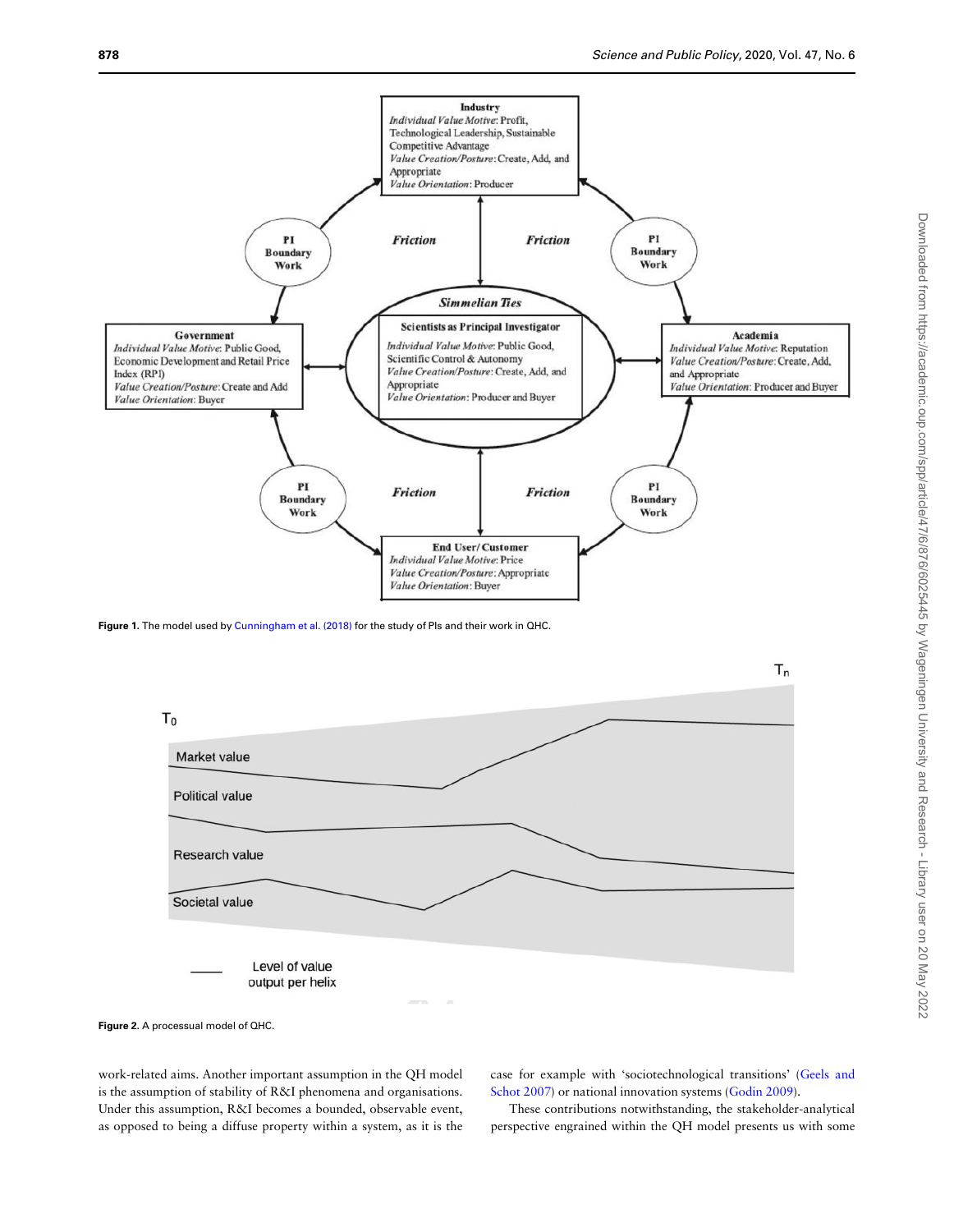Figure 1. The model used by Cunningham et al. (2018) for the study of PIs and their work in QHC.

Figure 2. A processual model of QHC.

work-related aims. Another important assumption in the QH model is the assumption of stability of R&I phenomena and organisations. Under this assumption, R&I becomes a bounded, observable event, as opposed to being a diffuse property within a system, as it is the case for example with 'sociotechnological transitions' (Geels and Schot 2007) or national innovation systems (Godin 2009).

These contributions notwithstanding, the stakeholder-analytical perspective engrained within the QH model presents us with some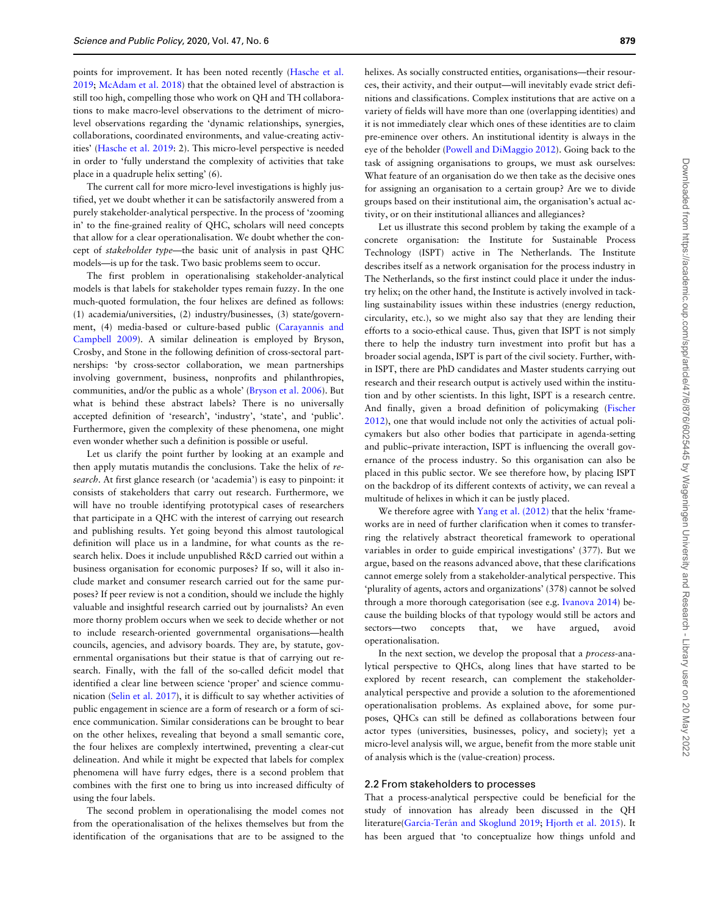points for improvement. It has been noted recently (Hasche et al. 2019; McAdam et al. 2018) that the obtained level of abstraction is still too high, compelling those who work on QH and TH collaborations to make macro-level observations to the detriment of micro-level observations regarding the 'dynamic relationships, synergies, collaborations, coordinated environments, and value-creating activities' (Hasche et al. 2019: 2). This micro-level perspective is needed in order to 'fully understand the complexity of activities that take place in a quadruple helix setting' (6).

The current call for more micro-level investigations is highly justified, yet we doubt whether it can be satisfactorily answered from a purely stakeholder-analytical perspective. In the process of 'zooming in' to the fine-grained reality of QHC, scholars will need concepts that allow for a clear operationalisation. We doubt whether the concept of *stakeholder type*—the basic unit of analysis in past QHC models—is up for the task. Two basic problems seem to occur.

The first problem in operationalising stakeholder-analytical models is that labels for stakeholder types remain fuzzy. In the one much-quoted formulation, the four helixes are defined as follows: (1) academia/universities, (2) industry/businesses, (3) state/government, (4) media-based or culture-based public (Carayannis and Campbell 2009). A similar delineation is employed by Bryson, Crosby, and Stone in the following definition of cross-sectoral partnerships: 'by cross-sector collaboration, we mean partnerships involving government, business, nonprofits and philanthropies, communities, and/or the public as a whole' (Bryson et al. 2006). But what is behind these abstract labels? There is no universally accepted definition of 'research', 'industry', 'state', and 'public'. Furthermore, given the complexity of these phenomena, one might even wonder whether such a definition is possible or useful.

Let us clarify the point further by looking at an example and then apply mutatis mutandis the conclusions. Take the helix of *research*. At first glance research (or 'academia') is easy to pinpoint: it consists of stakeholders that carry out research. Furthermore, we will have no trouble identifying prototypical cases of researchers that participate in a QHC with the interest of carrying out research and publishing results. Yet going beyond this almost tautological definition will place us in a landmine, for what counts as the research helix. Does it include unpublished R&D carried out within a business organisation for economic purposes? If so, will it also include market and consumer research carried out for the same purposes? If peer review is not a condition, should we include the highly valuable and insightful research carried out by journalists? An even more thorny problem occurs when we seek to decide whether or not to include research-oriented governmental organisations—health councils, agencies, and advisory boards. They are, by statute, governmental organisations but their statue is that of carrying out research. Finally, with the fall of the so-called deficit model that identified a clear line between science 'proper' and science communication (Selin et al. 2017), it is difficult to say whether activities of public engagement in science are a form of research or a form of science communication. Similar considerations can be brought to bear on the other helixes, revealing that beyond a small semantic core, the four helixes are complexly intertwined, preventing a clear-cut delineation. And while it might be expected that labels for complex phenomena will have furry edges, there is a second problem that combines with the first one to bring us into increased difficulty of using the four labels.

The second problem in operationalising the model comes not from the operationalisation of the helixes themselves but from the identification of the organisations that are to be assigned to the helixes. As socially constructed entities, organisations—their resources, their activity, and their output—will inevitably evade strict definitions and classifications. Complex institutions that are active on a variety of fields will have more than one (overlapping identities) and it is not immediately clear which ones of these identities are to claim pre-eminence over others. An institutional identity is always in the eye of the beholder (Powell and DiMaggio 2012). Going back to the task of assigning organisations to groups, we must ask ourselves: What feature of an organisation do we then take as the decisive ones for assigning an organisation to a certain group? Are we to divide groups based on their institutional aim, the organisation's actual activity, or on their institutional alliances and allegiances?

Let us illustrate this second problem by taking the example of a concrete organisation: the Institute for Sustainable Process Technology (ISPT) active in The Netherlands. The Institute describes itself as a network organisation for the process industry in The Netherlands, so the first instinct could place it under the industry helix; on the other hand, the Institute is actively involved in tackling sustainability issues within these industries (energy reduction, circularity, etc.), so we might also say that they are lending their efforts to a socio-ethical cause. Thus, given that ISPT is not simply there to help the industry turn investment into profit but has a broader social agenda, ISPT is part of the civil society. Further, within ISPT, there are PhD candidates and Master students carrying out research and their research output is actively used within the institution and by other scientists. In this light, ISPT is a research centre. And finally, given a broad definition of policymaking (Fischer 2012), one that would include not only the activities of actual policymakers but also other bodies that participate in agenda-setting and public–private interaction, ISPT is influencing the overall governance of the process industry. So this organisation can also be placed in this public sector. We see therefore how, by placing ISPT on the backdrop of its different contexts of activity, we can reveal a multitude of helixes in which it can be justly placed.

We therefore agree with Yang et al. (2012) that the helix 'frameworks are in need of further clarification when it comes to transferring the relatively abstract theoretical framework to operational variables in order to guide empirical investigations' (377). But we argue, based on the reasons advanced above, that these clarifications cannot emerge solely from a stakeholder-analytical perspective. This 'plurality of agents, actors and organizations' (378) cannot be solved through a more thorough categorisation (see e.g. Ivanova 2014) because the building blocks of that typology would still be actors and sectors—two concepts that, we have argued, avoid operationalisation.

In the next section, we develop the proposal that a *process*-analytical perspective to QHCs, along lines that have started to be explored by recent research, can complement the stakeholder-analytical perspective and provide a solution to the aforementioned operationalisation problems. As explained above, for some purposes, QHCs can still be defined as collaborations between four actor types (universities, businesses, policy, and society); yet a micro-level analysis will, we argue, benefit from the more stable unit of analysis which is the (value-creation) process.

## 2.2 From stakeholders to processes

That a process-analytical perspective could be beneficial for the study of innovation has already been discussed in the QH literature(García-Terán and Skoglund 2019; Hjorth et al. 2015). It has been argued that 'to conceptualize how things unfold and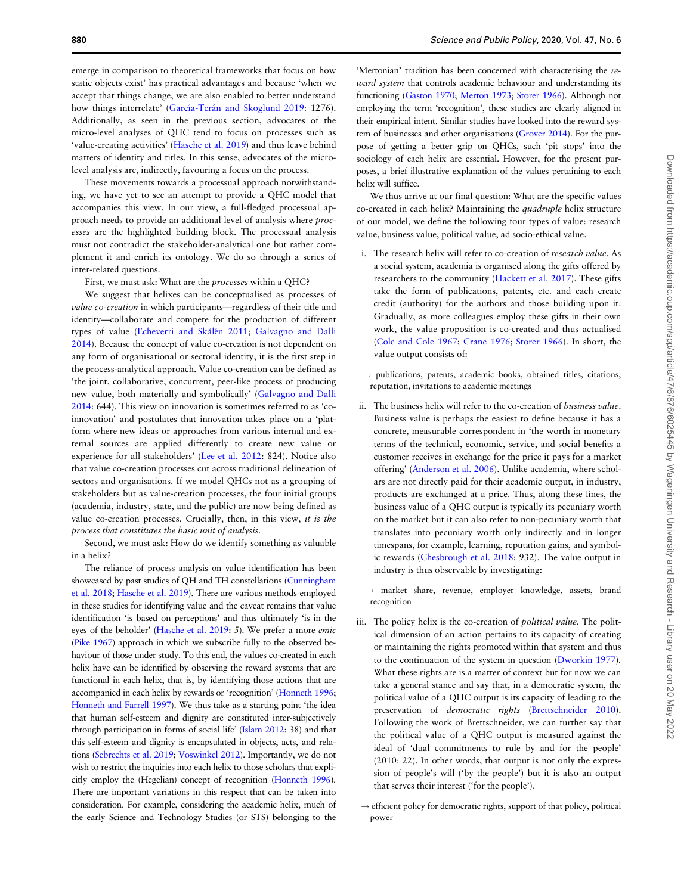emerge in comparison to theoretical frameworks that focus on how static objects exist' has practical advantages and because 'when we accept that things change, we are also enabled to better understand how things interrelate' (García-Terán and Skoglund 2019: 1276). Additionally, as seen in the previous section, advocates of the micro-level analyses of QHC tend to focus on processes such as 'value-creating activities' (Hasche et al. 2019) and thus leave behind matters of identity and titles. In this sense, advocates of the micro-level analysis are, indirectly, favouring a focus on the process.

These movements towards a processual approach notwithstanding, we have yet to see an attempt to provide a QHC model that accompanies this view. In our view, a full-fledged processual approach needs to provide an additional level of analysis where *processes* are the highlighted building block. The processual analysis must not contradict the stakeholder-analytical one but rather complement it and enrich its ontology. We do so through a series of inter-related questions.

First, we must ask: What are the *processes* within a QHC?

We suggest that helixes can be conceptualised as processes of *value co-creation* in which participants—regardless of their title and identity—collaborate and compete for the production of different types of value (Echeverri and Skålén 2011; Galvagno and Dalli 2014). Because the concept of value co-creation is not dependent on any form of organisational or sectoral identity, it is the first step in the process-analytical approach. Value co-creation can be defined as 'the joint, collaborative, concurrent, peer-like process of producing new value, both materially and symbolically' (Galvagno and Dalli 2014: 644). This view on innovation is sometimes referred to as 'co-innovation' and postulates that innovation takes place on a 'platform where new ideas or approaches from various internal and external sources are applied differently to create new value or experience for all stakeholders' (Lee et al. 2012: 824). Notice also that value co-creation processes cut across traditional delineation of sectors and organisations. If we model QHCs not as a grouping of stakeholders but as value-creation processes, the four initial groups (academia, industry, state, and the public) are now being defined as value co-creation processes. Crucially, then, in this view, *it is the process that constitutes the basic unit of analysis*.

Second, we must ask: How do we identify something as valuable in a helix?

The reliance of process analysis on value identification has been showcased by past studies of QH and TH constellations (Cunningham et al. 2018; Hasche et al. 2019). There are various methods employed in these studies for identifying value and the caveat remains that value identification 'is based on perceptions' and thus ultimately 'is in the eyes of the beholder' (Hasche et al. 2019: 5). We prefer a more *emic* (Pike 1967) approach in which we subscribe fully to the observed behaviour of those under study. To this end, the values co-created in each helix have can be identified by observing the reward systems that are functional in each helix, that is, by identifying those actions that are accompanied in each helix by rewards or 'recognition' (Honneth 1996; Honneth and Farrell 1997). We thus take as a starting point 'the idea that human self-esteem and dignity are constituted inter-subjectively through participation in forms of social life' (Islam 2012: 38) and that this self-esteem and dignity is encapsulated in objects, acts, and relations (Sebrechts et al. 2019; Voswinkel 2012). Importantly, we do not wish to restrict the inquiries into each helix to those scholars that explicitly employ the (Hegelian) concept of recognition (Honneth 1996). There are important variations in this respect that can be taken into consideration. For example, considering the academic helix, much of the early Science and Technology Studies (or STS) belonging to the 'Mertonian' tradition has been concerned with characterising the *reward system* that controls academic behaviour and understanding its functioning (Gaston 1970; Merton 1973; Storer 1966). Although not employing the term 'recognition', these studies are clearly aligned in their empirical intent. Similar studies have looked into the reward system of businesses and other organisations (Grover 2014). For the purpose of getting a better grip on QHCs, such 'pit stops' into the sociology of each helix are essential. However, for the present purposes, a brief illustrative explanation of the values pertaining to each helix will suffice.

We thus arrive at our final question: What are the specific values co-created in each helix? Maintaining the *quadruple* helix structure of our model, we define the following four types of value: research value, business value, political value, ad socio-ethical value.

i. The research helix will refer to co-creation of *research value*. As a social system, academia is organised along the gifts offered by researchers to the community (Hackett et al. 2017). These gifts take the form of publications, patents, etc. and each create credit (authority) for the authors and those building upon it. Gradually, as more colleagues employ these gifts in their own work, the value proposition is co-created and thus actualised (Cole and Cole 1967; Crane 1976; Storer 1966). In short, the value output consists of:

→ publications, patents, academic books, obtained titles, citations, reputation, invitations to academic meetings

ii. The business helix will refer to the co-creation of *business value*. Business value is perhaps the easiest to define because it has a concrete, measurable correspondent in 'the worth in monetary terms of the technical, economic, service, and social benefits a customer receives in exchange for the price it pays for a market offering' (Anderson et al. 2006). Unlike academia, where scholars are not directly paid for their academic output, in industry, products are exchanged at a price. Thus, along these lines, the business value of a QHC output is typically its pecuniary worth on the market but it can also refer to non-pecuniary worth that translates into pecuniary worth only indirectly and in longer timespans, for example, learning, reputation gains, and symbolic rewards (Chesbrough et al. 2018: 932). The value output in industry is thus observable by investigating:

→ market share, revenue, employer knowledge, assets, brand recognition

iii. The policy helix is the co-creation of *political value*. The political dimension of an action pertains to its capacity of creating or maintaining the rights promoted within that system and thus to the continuation of the system in question (Dworkin 1977). What these rights are is a matter of context but for now we can take a general stance and say that, in a democratic system, the political value of a QHC output is its capacity of leading to the preservation of *democratic rights* (Brettschneider 2010). Following the work of Brettschneider, we can further say that the political value of a QHC output is measured against the ideal of 'dual commitments to rule by and for the people' (2010: 22). In other words, that output is not only the expression of people's will ('by the people') but it is also an output that serves their interest ('for the people').

→ efficient policy for democratic rights, support of that policy, political power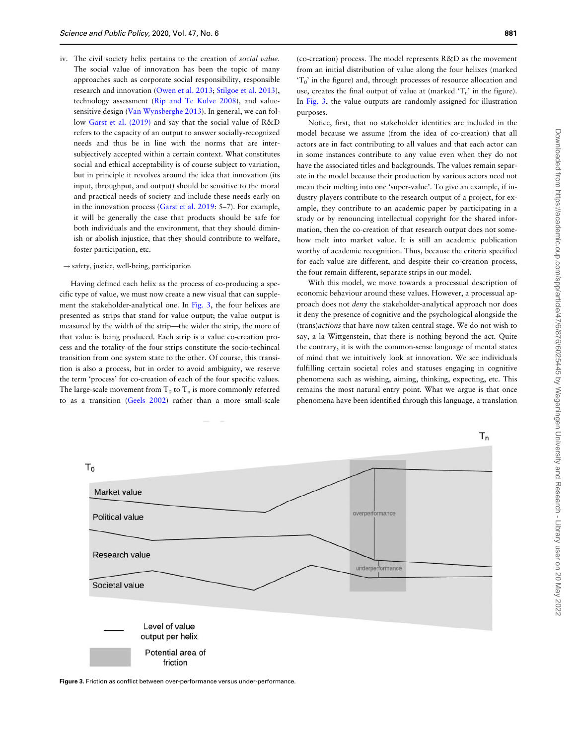iv. The civil society helix pertains to the creation of *social value*. The social value of innovation has been the topic of many approaches such as corporate social responsibility, responsible research and innovation (Owen et al. 2013; Stilgoe et al. 2013), technology assessment (Rip and Te Kulve 2008), and value-sensitive design (Van Wynsberghe 2013). In general, we can follow Garst et al. (2019) and say that the social value of R&D refers to the capacity of an output to answer socially-recognized needs and thus be in line with the norms that are inter-subjectively accepted within a certain context. What constitutes social and ethical acceptability is of course subject to variation, but in principle it revolves around the idea that innovation (its input, throughput, and output) should be sensitive to the moral and practical needs of society and include these needs early on in the innovation process (Garst et al. 2019: 5–7). For example, it will be generally the case that products should be safe for both individuals and the environment, that they should diminish or abolish injustice, that they should contribute to welfare, foster participation, etc.

→ safety, justice, well-being, participation

Having defined each helix as the process of co-producing a specific type of value, we must now create a new visual that can supplement the stakeholder-analytical one. In Fig. 3, the four helixes are presented as strips that stand for value output; the value output is measured by the width of the strip—the wider the strip, the more of that value is being produced. Each strip is a value co-creation process and the totality of the four strips constitute the socio-techincal transition from one system state to the other. Of course, this transition is also a process, but in order to avoid ambiguity, we reserve the term 'process' for co-creation of each of the four specific values. The large-scale movement from $T_0$ to $T_n$ is more commonly referred to as a transition (Geels 2002) rather than a more small-scale (co-creation) process. The model represents R&D as the movement from an initial distribution of value along the four helixes (marked '$T_0$' in the figure) and, through processes of resource allocation and use, creates the final output of value at (marked '$T_n$' in the figure). In Fig. 3, the value outputs are randomly assigned for illustration purposes.

Notice, first, that no stakeholder identities are included in the model because we assume (from the idea of co-creation) that all actors are in fact contributing to all values and that each actor can in some instances contribute to any value even when they do not have the associated titles and backgrounds. The values remain separate in the model because their production by various actors need not mean their melting into one 'super-value'. To give an example, if industry players contribute to the research output of a project, for example, they contribute to an academic paper by participating in a study or by renouncing intellectual copyright for the shared information, then the co-creation of that research output does not somehow melt into market value. It is still an academic publication worthy of academic recognition. Thus, because the criteria specified for each value are different, and despite their co-creation process, the four remain different, separate strips in our model.

With this model, we move towards a processual description of economic behaviour around these values. However, a processual approach does not *deny* the stakeholder-analytical approach nor does it deny the presence of cognitive and the psychological alongside the (trans)*actions* that have now taken central stage. We do not wish to say, a la Wittgenstein, that there is nothing beyond the act. Quite the contrary, it is with the common-sense language of mental states of mind that we intuitively look at innovation. We see individuals fulfilling certain societal roles and statuses engaging in cognitive phenomena such as wishing, aiming, thinking, expecting, etc. This remains the most natural entry point. What we argue is that once phenomena have been identified through this language, a translation

**Figure 3.** Friction as conflict between over-performance versus under-performance.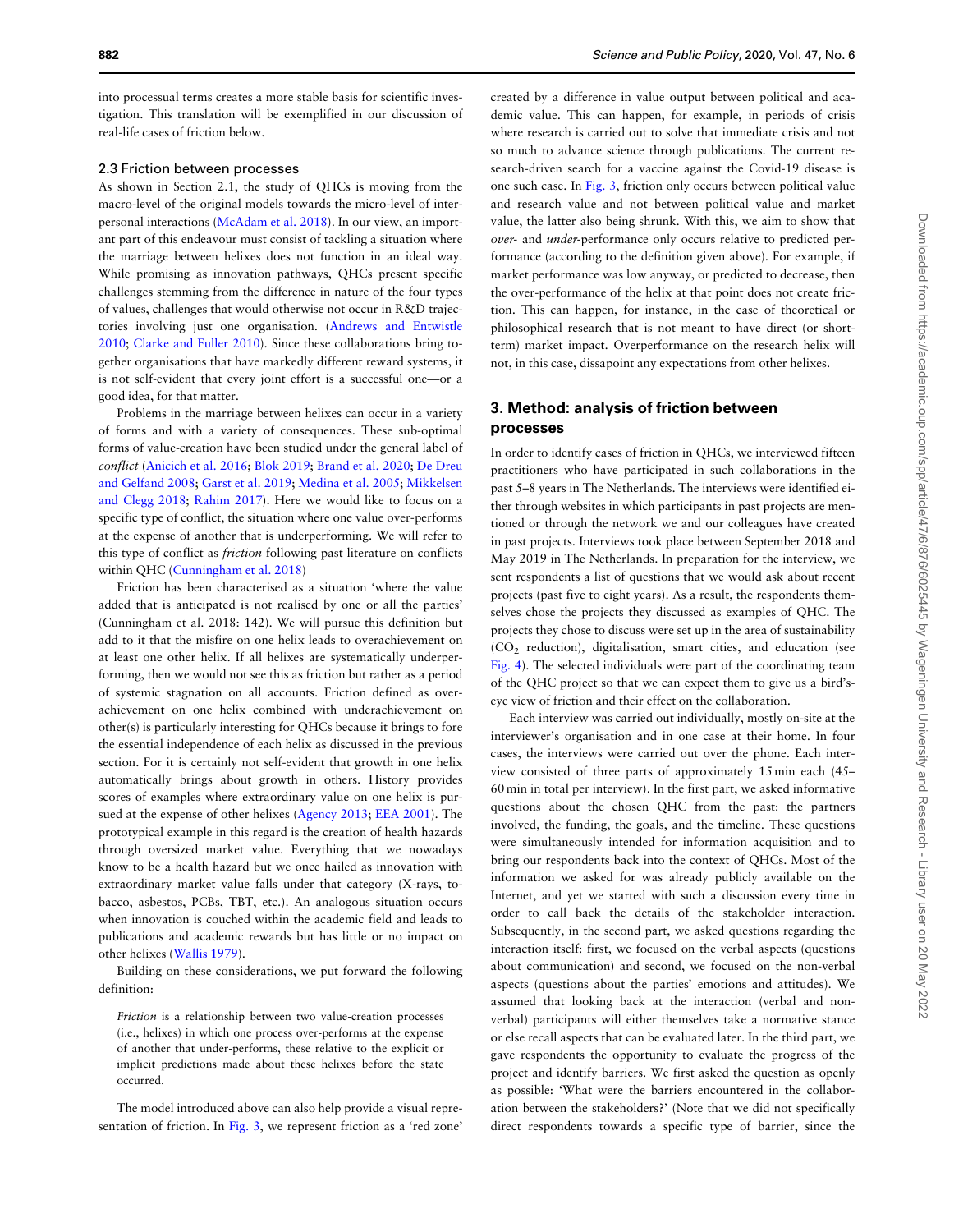into processual terms creates a more stable basis for scientific investigation. This translation will be exemplified in our discussion of real-life cases of friction below.

### 2.3 Friction between processes

As shown in Section 2.1, the study of QHCs is moving from the macro-level of the original models towards the micro-level of interpersonal interactions (McAdam et al. 2018). In our view, an important part of this endeavour must consist of tackling a situation where the marriage between helixes does not function in an ideal way. While promising as innovation pathways, QHCs present specific challenges stemming from the difference in nature of the four types of values, challenges that would otherwise not occur in R&D trajectories involving just one organisation. (Andrews and Entwistle 2010; Clarke and Fuller 2010). Since these collaborations bring together organisations that have markedly different reward systems, it is not self-evident that every joint effort is a successful one—or a good idea, for that matter.

Problems in the marriage between helixes can occur in a variety of forms and with a variety of consequences. These sub-optimal forms of value-creation have been studied under the general label of *conflict* (Anicich et al. 2016; Blok 2019; Brand et al. 2020; De Dreu and Gelfand 2008; Garst et al. 2019; Medina et al. 2005; Mikkelsen and Clegg 2018; Rahim 2017). Here we would like to focus on a specific type of conflict, the situation where one value over-performs at the expense of another that is underperforming. We will refer to this type of conflict as *friction* following past literature on conflicts within QHC (Cunningham et al. 2018)

Friction has been characterised as a situation 'where the value added that is anticipated is not realised by one or all the parties' (Cunningham et al. 2018: 142). We will pursue this definition but add to it that the misfire on one helix leads to overachievement on at least one other helix. If all helixes are systematically underperforming, then we would not see this as friction but rather as a period of systemic stagnation on all accounts. Friction defined as overachievement on one helix combined with underachievement on other(s) is particularly interesting for QHCs because it brings to fore the essential independence of each helix as discussed in the previous section. For it is certainly not self-evident that growth in one helix automatically brings about growth in others. History provides scores of examples where extraordinary value on one helix is pursued at the expense of other helixes (Agency 2013; EEA 2001). The prototypical example in this regard is the creation of health hazards through oversized market value. Everything that we nowadays know to be a health hazard but we once hailed as innovation with extraordinary market value falls under that category (X-rays, tobacco, asbestos, PCBs, TBT, etc.). An analogous situation occurs when innovation is couched within the academic field and leads to publications and academic rewards but has little or no impact on other helixes (Wallis 1979).

Building on these considerations, we put forward the following definition:

> *Friction* is a relationship between two value-creation processes (i.e., helixes) in which one process over-performs at the expense of another that under-performs, these relative to the explicit or implicit predictions made about these helixes before the state occurred.

The model introduced above can also help provide a visual representation of friction. In Fig. 3, we represent friction as a 'red zone' created by a difference in value output between political and academic value. This can happen, for example, in periods of crisis where research is carried out to solve that immediate crisis and not so much to advance science through publications. The current research-driven search for a vaccine against the Covid-19 disease is one such case. In Fig. 3, friction only occurs between political value and research value and not between political value and market value, the latter also being shrunk. With this, we aim to show that *over-* and *under-*performance only occurs relative to predicted performance (according to the definition given above). For example, if market performance was low anyway, or predicted to decrease, then the over-performance of the helix at that point does not create friction. This can happen, for instance, in the case of theoretical or philosophical research that is not meant to have direct (or short-term) market impact. Overperformance on the research helix will not, in this case, dissapoint any expectations from other helixes.

## 3. Method: analysis of friction between processes

In order to identify cases of friction in QHCs, we interviewed fifteen practitioners who have participated in such collaborations in the past 5–8 years in The Netherlands. The interviews were identified either through websites in which participants in past projects are mentioned or through the network we and our colleagues have created in past projects. Interviews took place between September 2018 and May 2019 in The Netherlands. In preparation for the interview, we sent respondents a list of questions that we would ask about recent projects (past five to eight years). As a result, the respondents themselves chose the projects they discussed as examples of QHC. The projects they chose to discuss were set up in the area of sustainability ($CO_2$ reduction), digitalisation, smart cities, and education (see Fig. 4). The selected individuals were part of the coordinating team of the QHC project so that we can expect them to give us a bird's-eye view of friction and their effect on the collaboration.

Each interview was carried out individually, mostly on-site at the interviewer's organisation and in one case at their home. In four cases, the interviews were carried out over the phone. Each interview consisted of three parts of approximately 15 min each (45–60 min in total per interview). In the first part, we asked informative questions about the chosen QHC from the past: the partners involved, the funding, the goals, and the timeline. These questions were simultaneously intended for information acquisition and to bring our respondents back into the context of QHCs. Most of the information we asked for was already publicly available on the Internet, and yet we started with such a discussion every time in order to call back the details of the stakeholder interaction. Subsequently, in the second part, we asked questions regarding the interaction itself: first, we focused on the verbal aspects (questions about communication) and second, we focused on the non-verbal aspects (questions about the parties' emotions and attitudes). We assumed that looking back at the interaction (verbal and non-verbal) participants will either themselves take a normative stance or else recall aspects that can be evaluated later. In the third part, we gave respondents the opportunity to evaluate the progress of the project and identify barriers. We first asked the question as openly as possible: 'What were the barriers encountered in the collaboration between the stakeholders?' (Note that we did not specifically direct respondents towards a specific type of barrier, since the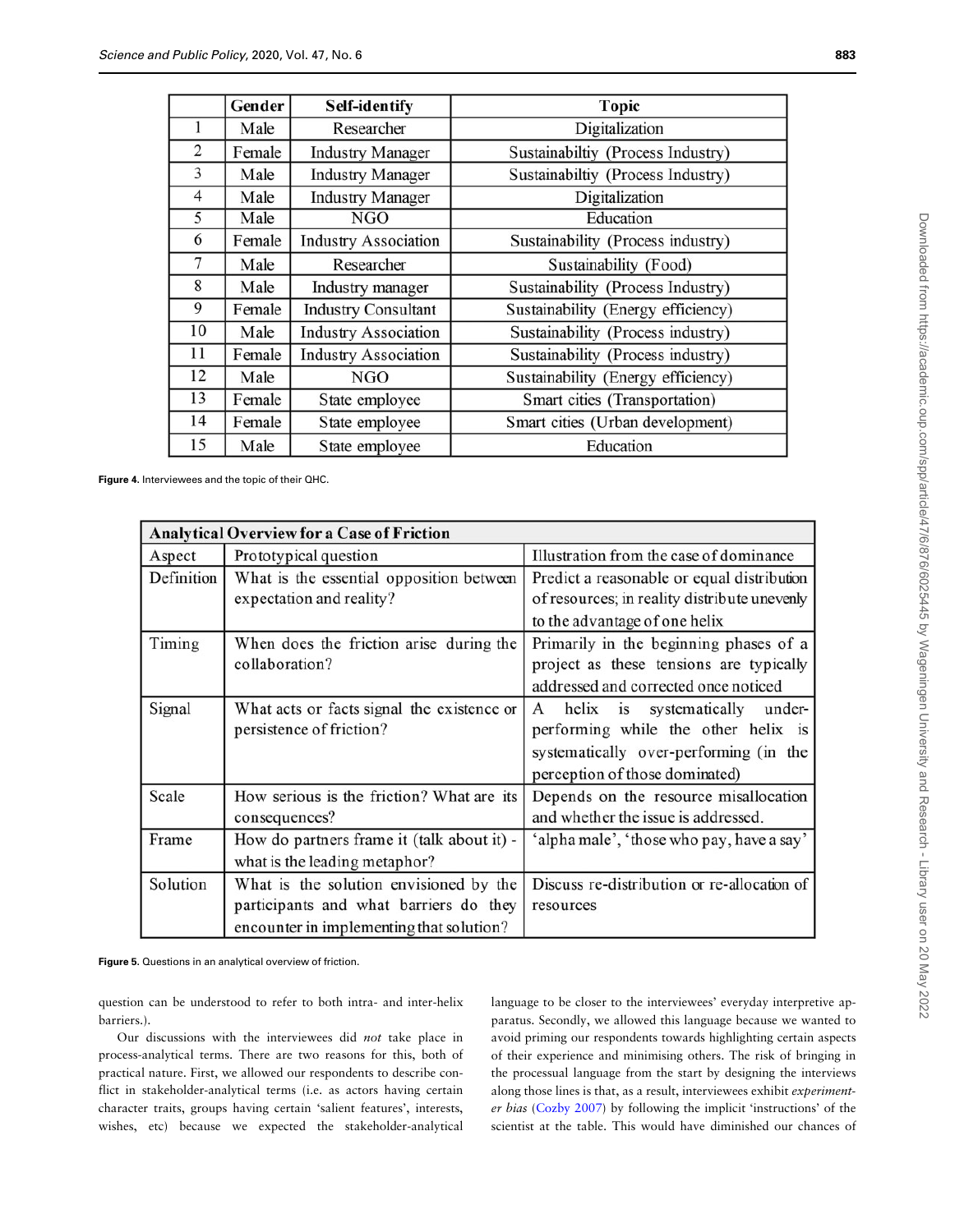| | Gender | Self-identify | Topic |
|---|---|---|---|
| 1 | Male | Researcher | Digitalization |
| 2 | Female | Industry Manager | Sustainabiltiy (Process Industry) |
| 3 | Male | Industry Manager | Sustainabiltiy (Process Industry) |
| 4 | Male | Industry Manager | Digitalization |
| 5 | Male | NGO | Education |
| 6 | Female | Industry Association | Sustainability (Process industry) |
| 7 | Male | Researcher | Sustainability (Food) |
| 8 | Male | Industry manager | Sustainability (Process Industry) |
| 9 | Female | Industry Consultant | Sustainability (Energy efficiency) |
| 10 | Male | Industry Association | Sustainability (Process industry) |
| 11 | Female | Industry Association | Sustainability (Process industry) |
| 12 | Male | NGO | Sustainability (Energy efficiency) |
| 13 | Female | State employee | Smart cities (Transportation) |
| 14 | Female | State employee | Smart cities (Urban development) |
| 15 | Male | State employee | Education |

**Figure 4.** Interviewees and the topic of their QHC.

| Analytical Overview for a Case of Friction | | |
|---|---|---|
| Aspect | Prototypical question | Illustration from the case of dominance |
| Definition | What is the essential opposition between expectation and reality? | Predict a reasonable or equal distribution of resources; in reality distribute unevenly to the advantage of one helix |
| Timing | When does the friction arise during the collaboration? | Primarily in the beginning phases of a project as these tensions are typically addressed and corrected once noticed |
| Signal | What acts or facts signal the existence or persistence of friction? | A helix is systematically under-performing while the other helix is systematically over-performing (in the perception of those dominated) |
| Scale | How serious is the friction? What are its consequences? | Depends on the resource misallocation and whether the issue is addressed. |
| Frame | How do partners frame it (talk about it) - what is the leading metaphor? | 'alpha male', 'those who pay, have a say' |
| Solution | What is the solution envisioned by the participants and what barriers do they encounter in implementing that solution? | Discuss re-distribution or re-allocation of resources |

**Figure 5.** Questions in an analytical overview of friction.

question can be understood to refer to both intra- and inter-helix barriers.).

Our discussions with the interviewees did *not* take place in process-analytical terms. There are two reasons for this, both of practical nature. First, we allowed our respondents to describe conflict in stakeholder-analytical terms (i.e. as actors having certain character traits, groups having certain 'salient features', interests, wishes, etc) because we expected the stakeholder-analytical language to be closer to the interviewees' everyday interpretive apparatus. Secondly, we allowed this language because we wanted to avoid priming our respondents towards highlighting certain aspects of their experience and minimising others. The risk of bringing in the processual language from the start by designing the interviews along those lines is that, as a result, interviewees exhibit *experimenter bias* (Cozby 2007) by following the implicit 'instructions' of the scientist at the table. This would have diminished our chances of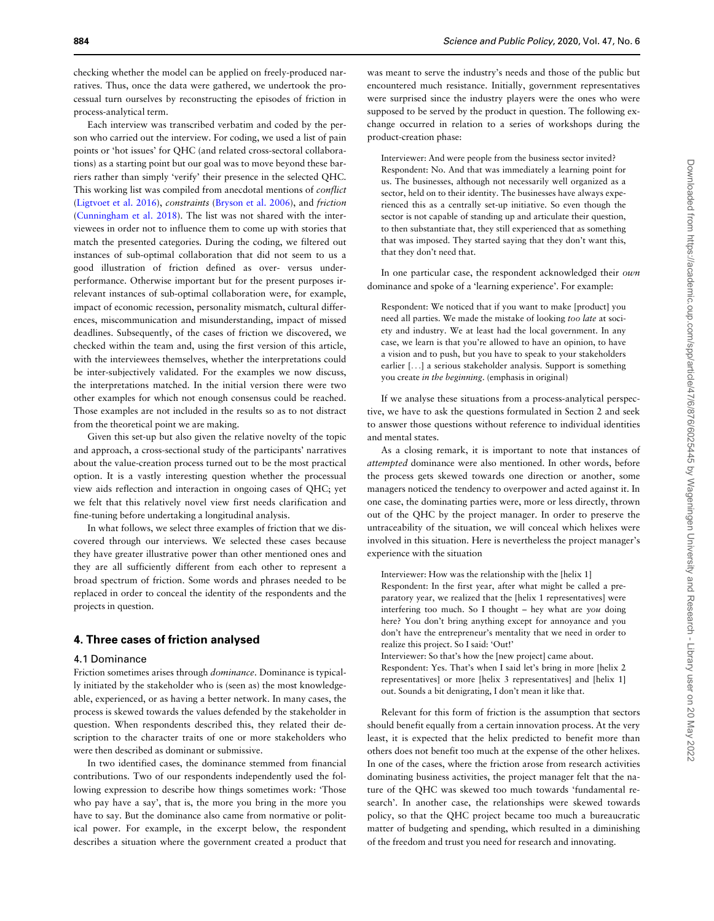checking whether the model can be applied on freely-produced narratives. Thus, once the data were gathered, we undertook the processual turn ourselves by reconstructing the episodes of friction in process-analytical term.

Each interview was transcribed verbatim and coded by the person who carried out the interview. For coding, we used a list of pain points or 'hot issues' for QHC (and related cross-sectoral collaborations) as a starting point but our goal was to move beyond these barriers rather than simply 'verify' their presence in the selected QHC. This working list was compiled from anecdotal mentions of *conflict* (Ligtvoet et al. 2016), *constraints* (Bryson et al. 2006), and *friction* (Cunningham et al. 2018). The list was not shared with the interviewees in order not to influence them to come up with stories that match the presented categories. During the coding, we filtered out instances of sub-optimal collaboration that did not seem to us a good illustration of friction defined as over- versus under-performance. Otherwise important but for the present purposes irrelevant instances of sub-optimal collaboration were, for example, impact of economic recession, personality mismatch, cultural differences, miscommunication and misunderstanding, impact of missed deadlines. Subsequently, of the cases of friction we discovered, we checked within the team and, using the first version of this article, with the interviewees themselves, whether the interpretations could be inter-subjectively validated. For the examples we now discuss, the interpretations matched. In the initial version there were two other examples for which not enough consensus could be reached. Those examples are not included in the results so as to not distract from the theoretical point we are making.

Given this set-up but also given the relative novelty of the topic and approach, a cross-sectional study of the participants' narratives about the value-creation process turned out to be the most practical option. It is a vastly interesting question whether the processual view aids reflection and interaction in ongoing cases of QHC; yet we felt that this relatively novel view first needs clarification and fine-tuning before undertaking a longitudinal analysis.

In what follows, we select three examples of friction that we discovered through our interviews. We selected these cases because they have greater illustrative power than other mentioned ones and they are all sufficiently different from each other to represent a broad spectrum of friction. Some words and phrases needed to be replaced in order to conceal the identity of the respondents and the projects in question.

## 4. Three cases of friction analysed

### 4.1 Dominance

Friction sometimes arises through *dominance*. Dominance is typically initiated by the stakeholder who is (seen as) the most knowledgeable, experienced, or as having a better network. In many cases, the process is skewed towards the values defended by the stakeholder in question. When respondents described this, they related their description to the character traits of one or more stakeholders who were then described as dominant or submissive.

In two identified cases, the dominance stemmed from financial contributions. Two of our respondents independently used the following expression to describe how things sometimes work: 'Those who pay have a say', that is, the more you bring in the more you have to say. But the dominance also came from normative or political power. For example, in the excerpt below, the respondent describes a situation where the government created a product that was meant to serve the industry's needs and those of the public but encountered much resistance. Initially, government representatives were surprised since the industry players were the ones who were supposed to be served by the product in question. The following exchange occurred in relation to a series of workshops during the product-creation phase:

> Interviewer: And were people from the business sector invited?
> Respondent: No. And that was immediately a learning point for us. The businesses, although not necessarily well organized as a sector, held on to their identity. The businesses have always experienced this as a centrally set-up initiative. So even though the sector is not capable of standing up and articulate their question, to then substantiate that, they still experienced that as something that was imposed. They started saying that they don't want this, that they don't need that.

In one particular case, the respondent acknowledged their *own* dominance and spoke of a 'learning experience'. For example:

> Respondent: We noticed that if you want to make [product] you need all parties. We made the mistake of looking *too late* at society and industry. We at least had the local government. In any case, we learn is that you're allowed to have an opinion, to have a vision and to push, but you have to speak to your stakeholders earlier [...] a serious stakeholder analysis. Support is something you create *in the beginning*. (emphasis in original)

If we analyse these situations from a process-analytical perspective, we have to ask the questions formulated in Section 2 and seek to answer those questions without reference to individual identities and mental states.

As a closing remark, it is important to note that instances of *attempted* dominance were also mentioned. In other words, before the process gets skewed towards one direction or another, some managers noticed the tendency to overpower and acted against it. In one case, the dominating parties were, more or less directly, thrown out of the QHC by the project manager. In order to preserve the untraceability of the situation, we will conceal which helixes were involved in this situation. Here is nevertheless the project manager's experience with the situation

> Interviewer: How was the relationship with the [helix 1]
> Respondent: In the first year, after what might be called a preparatory year, we realized that the [helix 1 representatives] were interfering too much. So I thought – hey what are *you* doing here? You don't bring anything except for annoyance and you don't have the entrepreneur's mentality that we need in order to realize this project. So I said: 'Out!'
> Interviewer: So that's how the [new project] came about.
> Respondent: Yes. That's when I said let's bring in more [helix 2 representatives] or more [helix 3 representatives] and [helix 1] out. Sounds a bit denigrating, I don't mean it like that.

Relevant for this form of friction is the assumption that sectors should benefit equally from a certain innovation process. At the very least, it is expected that the helix predicted to benefit more than others does not benefit too much at the expense of the other helixes. In one of the cases, where the friction arose from research activities dominating business activities, the project manager felt that the nature of the QHC was skewed too much towards 'fundamental research'. In another case, the relationships were skewed towards policy, so that the QHC project became too much a bureaucratic matter of budgeting and spending, which resulted in a diminishing of the freedom and trust you need for research and innovating.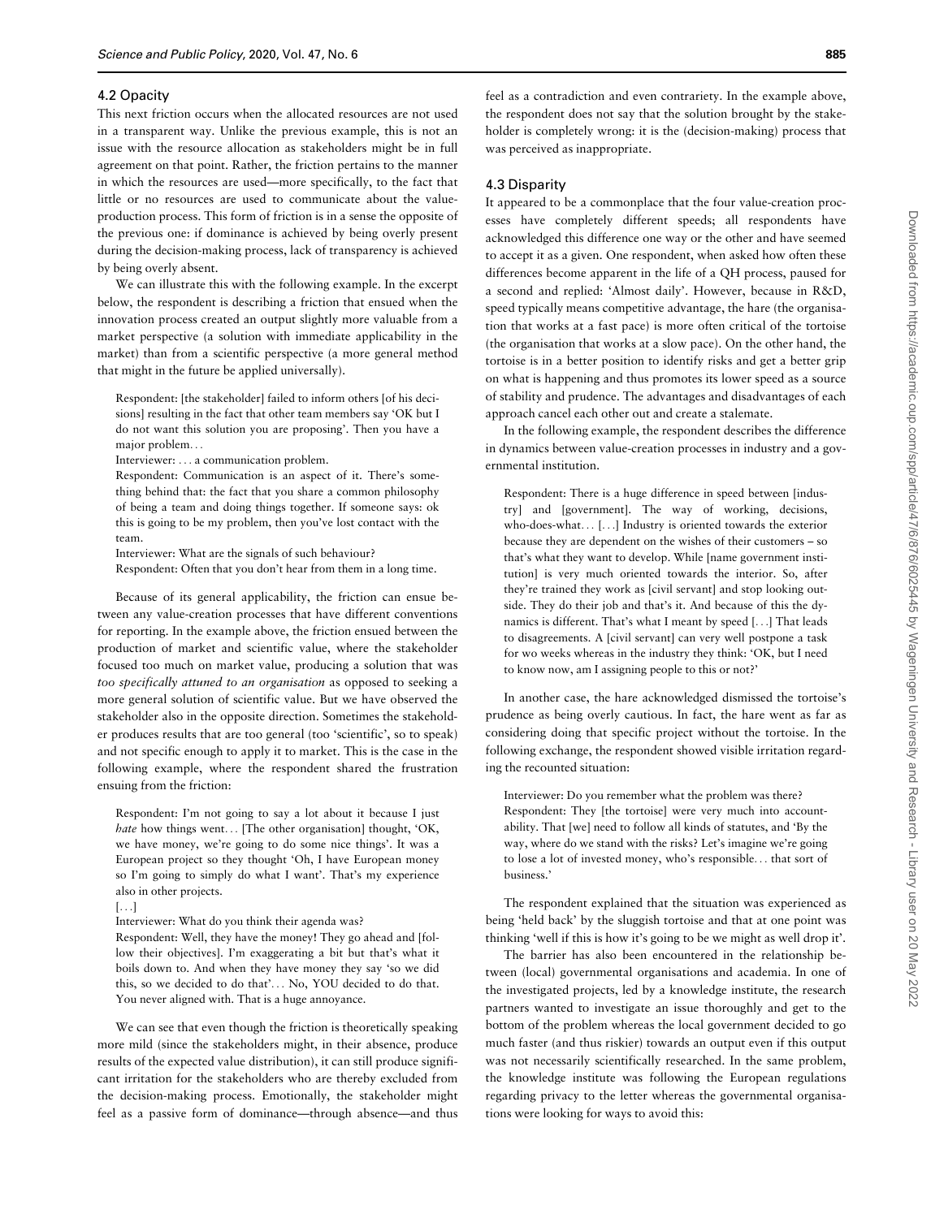### 4.2 Opacity

This next friction occurs when the allocated resources are not used in a transparent way. Unlike the previous example, this is not an issue with the resource allocation as stakeholders might be in full agreement on that point. Rather, the friction pertains to the manner in which the resources are used—more specifically, to the fact that little or no resources are used to communicate about the value-production process. This form of friction is in a sense the opposite of the previous one: if dominance is achieved by being overly present during the decision-making process, lack of transparency is achieved by being overly absent.

We can illustrate this with the following example. In the excerpt below, the respondent is describing a friction that ensued when the innovation process created an output slightly more valuable from a market perspective (a solution with immediate applicability in the market) than from a scientific perspective (a more general method that might in the future be applied universally).

> Respondent: [the stakeholder] failed to inform others [of his decisions] resulting in the fact that other team members say 'OK but I do not want this solution you are proposing'. Then you have a major problem...
>
> Interviewer: ... a communication problem.
>
> Respondent: Communication is an aspect of it. There's something behind that: the fact that you share a common philosophy of being a team and doing things together. If someone says: ok this is going to be my problem, then you've lost contact with the team.
>
> Interviewer: What are the signals of such behaviour?
>
> Respondent: Often that you don't hear from them in a long time.

Because of its general applicability, the friction can ensue between any value-creation processes that have different conventions for reporting. In the example above, the friction ensued between the production of market and scientific value, where the stakeholder focused too much on market value, producing a solution that was *too specifically attuned to an organisation* as opposed to seeking a more general solution of scientific value. But we have observed the stakeholder also in the opposite direction. Sometimes the stakeholder produces results that are too general (too 'scientific', so to speak) and not specific enough to apply it to market. This is the case in the following example, where the respondent shared the frustration ensuing from the friction:

> Respondent: I'm not going to say a lot about it because I just *hate* how things went... [The other organisation] thought, 'OK, we have money, we're going to do some nice things'. It was a European project so they thought 'Oh, I have European money so I'm going to simply do what I want'. That's my experience also in other projects.
>
> [...]
>
> Interviewer: What do you think their agenda was?
>
> Respondent: Well, they have the money! They go ahead and [follow their objectives]. I'm exaggerating a bit but that's what it boils down to. And when they have money they say 'so we did this, so we decided to do that'... No, YOU decided to do that. You never aligned with. That is a huge annoyance.

We can see that even though the friction is theoretically speaking more mild (since the stakeholders might, in their absence, produce results of the expected value distribution), it can still produce significant irritation for the stakeholders who are thereby excluded from the decision-making process. Emotionally, the stakeholder might feel as a passive form of dominance—through absence—and thus feel as a contradiction and even contrariety. In the example above, the respondent does not say that the solution brought by the stakeholder is completely wrong: it is the (decision-making) process that was perceived as inappropriate.

### 4.3 Disparity

It appeared to be a commonplace that the four value-creation processes have completely different speeds; all respondents have acknowledged this difference one way or the other and have seemed to accept it as a given. One respondent, when asked how often these differences become apparent in the life of a QH process, paused for a second and replied: 'Almost daily'. However, because in R&D, speed typically means competitive advantage, the hare (the organisation that works at a fast pace) is more often critical of the tortoise (the organisation that works at a slow pace). On the other hand, the tortoise is in a better position to identify risks and get a better grip on what is happening and thus promotes its lower speed as a source of stability and prudence. The advantages and disadvantages of each approach cancel each other out and create a stalemate.

In the following example, the respondent describes the difference in dynamics between value-creation processes in industry and a governmental institution.

> Respondent: There is a huge difference in speed between [industry] and [government]. The way of working, decisions, who-does-what... [...] Industry is oriented towards the exterior because they are dependent on the wishes of their customers – so that's what they want to develop. While [name government institution] is very much oriented towards the interior. So, after they're trained they work as [civil servant] and stop looking outside. They do their job and that's it. And because of this the dynamics is different. That's what I meant by speed [...] That leads to disagreements. A [civil servant] can very well postpone a task for wo weeks whereas in the industry they think: 'OK, but I need to know now, am I assigning people to this or not?'

In another case, the hare acknowledged dismissed the tortoise's prudence as being overly cautious. In fact, the hare went as far as considering doing that specific project without the tortoise. In the following exchange, the respondent showed visible irritation regarding the recounted situation:

> Interviewer: Do you remember what the problem was there?
>
> Respondent: They [the tortoise] were very much into accountability. That [we] need to follow all kinds of statutes, and 'By the way, where do we stand with the risks? Let's imagine we're going to lose a lot of invested money, who's responsible... that sort of business.'

The respondent explained that the situation was experienced as being 'held back' by the sluggish tortoise and that at one point was thinking 'well if this is how it's going to be we might as well drop it'.

The barrier has also been encountered in the relationship between (local) governmental organisations and academia. In one of the investigated projects, led by a knowledge institute, the research partners wanted to investigate an issue thoroughly and get to the bottom of the problem whereas the local government decided to go much faster (and thus riskier) towards an output even if this output was not necessarily scientifically researched. In the same problem, the knowledge institute was following the European regulations regarding privacy to the letter whereas the governmental organisations were looking for ways to avoid this: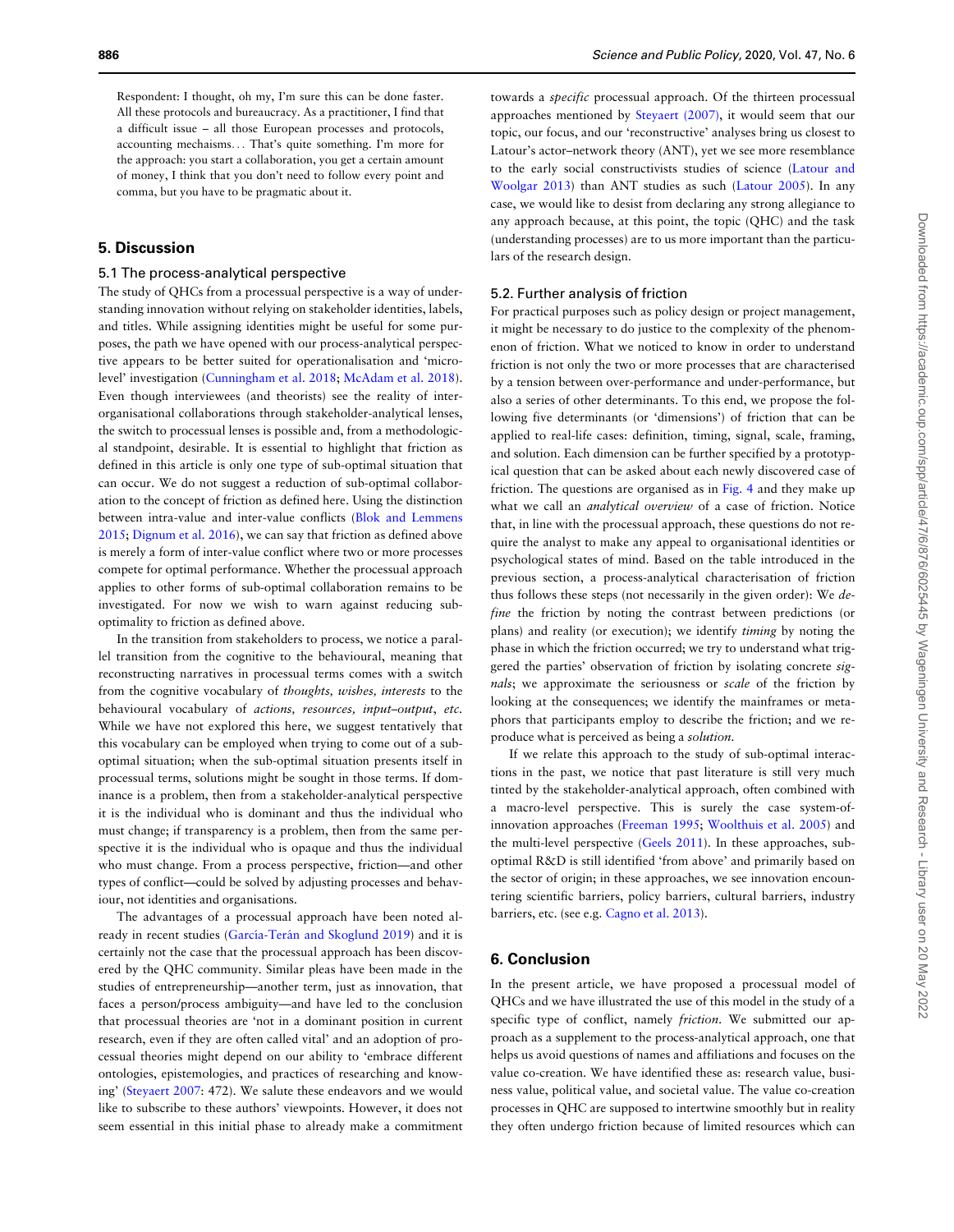Respondent: I thought, oh my, I'm sure this can be done faster. All these protocols and bureaucracy. As a practitioner, I find that a difficult issue – all those European processes and protocols, accounting mechaisms... That's quite something. I'm more for the approach: you start a collaboration, you get a certain amount of money, I think that you don't need to follow every point and comma, but you have to be pragmatic about it.

## 5. Discussion

### 5.1 The process-analytical perspective

The study of QHCs from a processual perspective is a way of understanding innovation without relying on stakeholder identities, labels, and titles. While assigning identities might be useful for some purposes, the path we have opened with our process-analytical perspective appears to be better suited for operationalisation and 'micro-level' investigation (Cunningham et al. 2018; McAdam et al. 2018). Even though interviewees (and theorists) see the reality of inter-organisational collaborations through stakeholder-analytical lenses, the switch to processual lenses is possible and, from a methodological standpoint, desirable. It is essential to highlight that friction as defined in this article is only one type of sub-optimal situation that can occur. We do not suggest a reduction of sub-optimal collaboration to the concept of friction as defined here. Using the distinction between intra-value and inter-value conflicts (Blok and Lemmens 2015; Dignum et al. 2016), we can say that friction as defined above is merely a form of inter-value conflict where two or more processes compete for optimal performance. Whether the processual approach applies to other forms of sub-optimal collaboration remains to be investigated. For now we wish to warn against reducing sub-optimality to friction as defined above.

In the transition from stakeholders to process, we notice a parallel transition from the cognitive to the behavioural, meaning that reconstructing narratives in processual terms comes with a switch from the cognitive vocabulary of *thoughts, wishes, interests* to the behavioural vocabulary of *actions, resources, input–output, etc.* While we have not explored this here, we suggest tentatively that this vocabulary can be employed when trying to come out of a sub-optimal situation; when the sub-optimal situation presents itself in processual terms, solutions might be sought in those terms. If dominance is a problem, then from a stakeholder-analytical perspective it is the individual who is dominant and thus the individual who must change; if transparency is a problem, then from the same perspective it is the individual who is opaque and thus the individual who must change. From a process perspective, friction—and other types of conflict—could be solved by adjusting processes and behaviour, not identities and organisations.

The advantages of a processual approach have been noted already in recent studies (García-Terán and Skoglund 2019) and it is certainly not the case that the processual approach has been discovered by the QHC community. Similar pleas have been made in the studies of entrepreneurship—another term, just as innovation, that faces a person/process ambiguity—and have led to the conclusion that processual theories are 'not in a dominant position in current research, even if they are often called vital' and an adoption of processual theories might depend on our ability to 'embrace different ontologies, epistemologies, and practices of researching and knowing' (Steyaert 2007: 472). We salute these endeavors and we would like to subscribe to these authors' viewpoints. However, it does not seem essential in this initial phase to already make a commitment towards a *specific* processual approach. Of the thirteen processual approaches mentioned by Steyaert (2007), it would seem that our topic, our focus, and our 'reconstructive' analyses bring us closest to Latour's actor–network theory (ANT), yet we see more resemblance to the early social constructivists studies of science (Latour and Woolgar 2013) than ANT studies as such (Latour 2005). In any case, we would like to desist from declaring any strong allegiance to any approach because, at this point, the topic (QHC) and the task (understanding processes) are to us more important than the particulars of the research design.

### 5.2. Further analysis of friction

For practical purposes such as policy design or project management, it might be necessary to do justice to the complexity of the phenomenon of friction. What we noticed to know in order to understand friction is not only the two or more processes that are characterised by a tension between over-performance and under-performance, but also a series of other determinants. To this end, we propose the following five determinants (or 'dimensions') of friction that can be applied to real-life cases: definition, timing, signal, scale, framing, and solution. Each dimension can be further specified by a prototypical question that can be asked about each newly discovered case of friction. The questions are organised as in Fig. 4 and they make up what we call an *analytical overview* of a case of friction. Notice that, in line with the processual approach, these questions do not require the analyst to make any appeal to organisational identities or psychological states of mind. Based on the table introduced in the previous section, a process-analytical characterisation of friction thus follows these steps (not necessarily in the given order): We *define* the friction by noting the contrast between predictions (or plans) and reality (or execution); we identify *timing* by noting the phase in which the friction occurred; we try to understand what triggered the parties' observation of friction by isolating concrete *signals*; we approximate the seriousness or *scale* of the friction by looking at the consequences; we identify the mainframes or metaphors that participants employ to describe the friction; and we reproduce what is perceived as being a *solution*.

If we relate this approach to the study of sub-optimal interactions in the past, we notice that past literature is still very much tinted by the stakeholder-analytical approach, often combined with a macro-level perspective. This is surely the case system-of-innovation approaches (Freeman 1995; Woolthuis et al. 2005) and the multi-level perspective (Geels 2011). In these approaches, sub-optimal R&D is still identified 'from above' and primarily based on the sector of origin; in these approaches, we see innovation encountering scientific barriers, policy barriers, cultural barriers, industry barriers, etc. (see e.g. Cagno et al. 2013).

## 6. Conclusion

In the present article, we have proposed a processual model of QHCs and we have illustrated the use of this model in the study of a specific type of conflict, namely *friction*. We submitted our approach as a supplement to the process-analytical approach, one that helps us avoid questions of names and affiliations and focuses on the value co-creation. We have identified these as: research value, business value, political value, and societal value. The value co-creation processes in QHC are supposed to intertwine smoothly but in reality they often undergo friction because of limited resources which can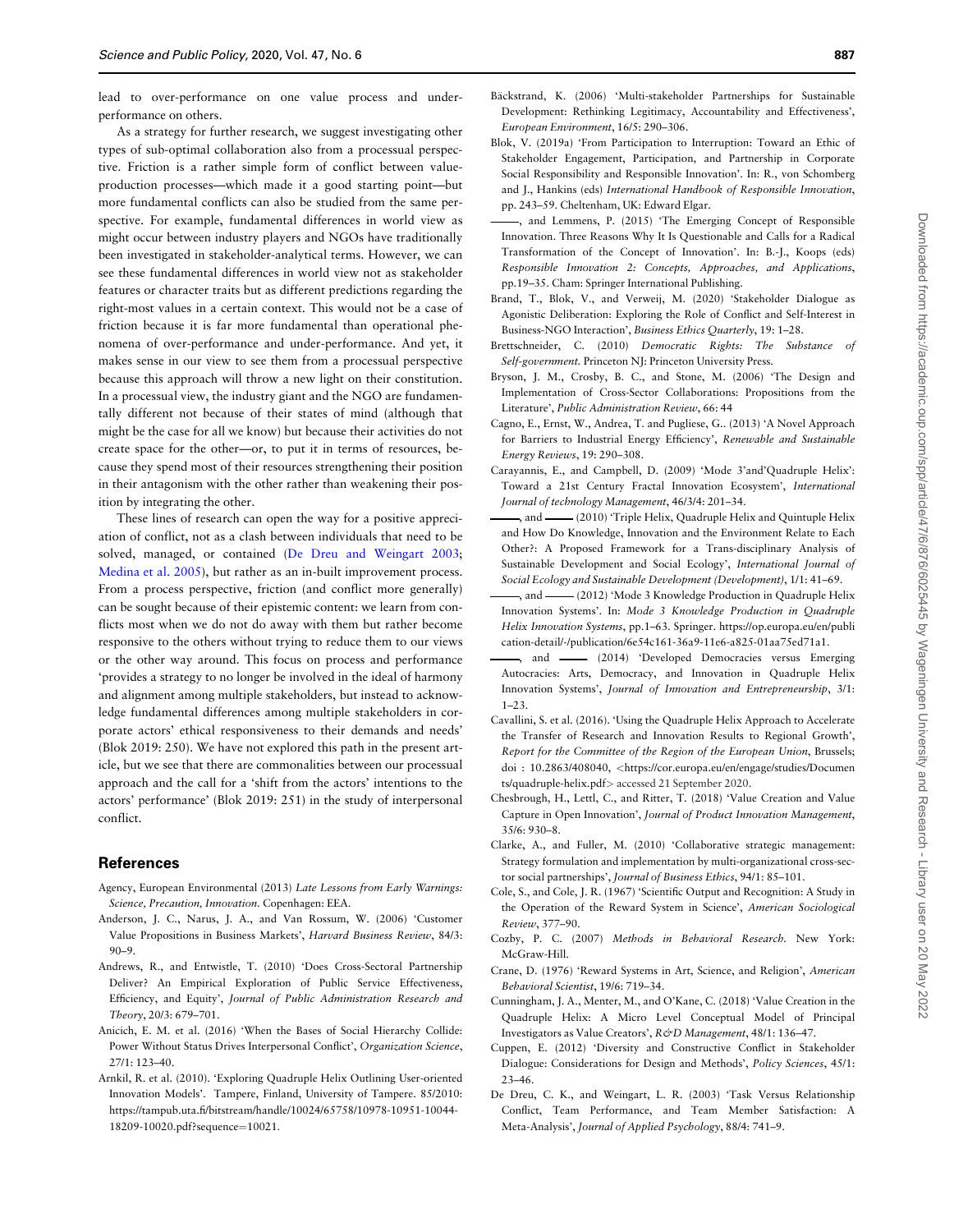lead to over-performance on one value process and under-performance on others.

As a strategy for further research, we suggest investigating other types of sub-optimal collaboration also from a processual perspective. Friction is a rather simple form of conflict between value-production processes—which made it a good starting point—but more fundamental conflicts can also be studied from the same perspective. For example, fundamental differences in world view as might occur between industry players and NGOs have traditionally been investigated in stakeholder-analytical terms. However, we can see these fundamental differences in world view not as stakeholder features or character traits but as different predictions regarding the right-most values in a certain context. This would not be a case of friction because it is far more fundamental than operational phenomena of over-performance and under-performance. And yet, it makes sense in our view to see them from a processual perspective because this approach will throw a new light on their constitution. In a processual view, the industry giant and the NGO are fundamentally different not because of their states of mind (although that might be the case for all we know) but because their activities do not create space for the other—or, to put it in terms of resources, because they spend most of their resources strengthening their position in their antagonism with the other rather than weakening their position by integrating the other.

These lines of research can open the way for a positive appreciation of conflict, not as a clash between individuals that need to be solved, managed, or contained (De Dreu and Weingart 2003; Medina et al. 2005), but rather as an in-built improvement process. From a process perspective, friction (and conflict more generally) can be sought because of their epistemic content: we learn from conflicts most when we do not do away with them but rather become responsive to the others without trying to reduce them to our views or the other way around. This focus on process and performance 'provides a strategy to no longer be involved in the ideal of harmony and alignment among multiple stakeholders, but instead to acknowledge fundamental differences among multiple stakeholders in corporate actors' ethical responsiveness to their demands and needs' (Blok 2019: 250). We have not explored this path in the present article, but we see that there are commonalities between our processual approach and the call for a 'shift from the actors' intentions to the actors' performance' (Blok 2019: 251) in the study of interpersonal conflict.

## References

Agency, European Environmental (2013) *Late Lessons from Early Warnings: Science, Precaution, Innovation.* Copenhagen: EEA.

Anderson, J. C., Narus, J. A., and Van Rossum, W. (2006) 'Customer Value Propositions in Business Markets', *Harvard Business Review*, 84/3: 90–9.

Andrews, R., and Entwistle, T. (2010) 'Does Cross-Sectoral Partnership Deliver? An Empirical Exploration of Public Service Effectiveness, Efficiency, and Equity', *Journal of Public Administration Research and Theory*, 20/3: 679–701.

Anicich, E. M. et al. (2016) 'When the Bases of Social Hierarchy Collide: Power Without Status Drives Interpersonal Conflict', *Organization Science*, 27/1: 123–40.

Arnkil, R. et al. (2010). 'Exploring Quadruple Helix Outlining User-oriented Innovation Models'. Tampere, Finland, University of Tampere. 85/2010: https://tampub.uta.fi/bitstream/handle/10024/65758/10978-10951-10044-18209-10020.pdf?sequence=10021.

Bäckstrand, K. (2006) 'Multi-stakeholder Partnerships for Sustainable Development: Rethinking Legitimacy, Accountability and Effectiveness', *European Environment*, 16/5: 290–306.

Blok, V. (2019a) 'From Participation to Interruption: Toward an Ethic of Stakeholder Engagement, Participation, and Partnership in Corporate Social Responsibility and Responsible Innovation'. In: R., von Schomberg and J., Hankins (eds) *International Handbook of Responsible Innovation*, pp. 243–59. Cheltenham, UK: Edward Elgar.

——, and Lemmens, P. (2015) 'The Emerging Concept of Responsible Innovation. Three Reasons Why It Is Questionable and Calls for a Radical Transformation of the Concept of Innovation'. In: B.-J., Koops (eds) *Responsible Innovation 2: Concepts, Approaches, and Applications*, pp.19–35. Cham: Springer International Publishing.

Brand, T., Blok, V., and Verweij, M. (2020) 'Stakeholder Dialogue as Agonistic Deliberation: Exploring the Role of Conflict and Self-Interest in Business-NGO Interaction', *Business Ethics Quarterly*, 19: 1–28.

Brettschneider, C. (2010) *Democratic Rights: The Substance of Self-government.* Princeton NJ: Princeton University Press.

Bryson, J. M., Crosby, B. C., and Stone, M. (2006) 'The Design and Implementation of Cross-Sector Collaborations: Propositions from the Literature', *Public Administration Review*, 66: 44

Cagno, E., Ernst, W., Andrea, T. and Pugliese, G.. (2013) 'A Novel Approach for Barriers to Industrial Energy Efficiency', *Renewable and Sustainable Energy Reviews*, 19: 290–308.

Carayannis, E., and Campbell, D. (2009) 'Mode 3'and'Quadruple Helix': Toward a 21st Century Fractal Innovation Ecosystem', *International Journal of technology Management*, 46/3/4: 201–34.

——, and —— (2010) 'Triple Helix, Quadruple Helix and Quintuple Helix and How Do Knowledge, Innovation and the Environment Relate to Each Other?: A Proposed Framework for a Trans-disciplinary Analysis of Sustainable Development and Social Ecology', *International Journal of Social Ecology and Sustainable Development (Development)*, 1/1: 41–69.

——, and —— (2012) 'Mode 3 Knowledge Production in Quadruple Helix Innovation Systems'. In: *Mode 3 Knowledge Production in Quadruple Helix Innovation Systems*, pp.1–63. Springer. https://op.europa.eu/en/publication-detail/-/publication/6e54c161-36a9-11e6-a825-01aa75ed71a1.

——, and —— (2014) 'Developed Democracies versus Emerging Autocracies: Arts, Democracy, and Innovation in Quadruple Helix Innovation Systems', *Journal of Innovation and Entrepreneurship*, 3/1: 1–23.

Cavallini, S. et al. (2016). 'Using the Quadruple Helix Approach to Accelerate the Transfer of Research and Innovation Results to Regional Growth', *Report for the Committee of the Region of the European Union*, Brussels; doi : 10.2863/408040, <https://cor.europa.eu/en/engage/studies/Documents/quadruple-helix.pdf> accessed 21 September 2020.

Chesbrough, H., Lettl, C., and Ritter, T. (2018) 'Value Creation and Value Capture in Open Innovation', *Journal of Product Innovation Management*, 35/6: 930–8.

Clarke, A., and Fuller, M. (2010) 'Collaborative strategic management: Strategy formulation and implementation by multi-organizational cross-sector social partnerships', *Journal of Business Ethics*, 94/1: 85–101.

Cole, S., and Cole, J. R. (1967) 'Scientific Output and Recognition: A Study in the Operation of the Reward System in Science', *American Sociological Review*, 377–90.

Cozby, P. C. (2007) *Methods in Behavioral Research.* New York: McGraw-Hill.

Crane, D. (1976) 'Reward Systems in Art, Science, and Religion', *American Behavioral Scientist*, 19/6: 719–34.

Cunningham, J. A., Menter, M., and O'Kane, C. (2018) 'Value Creation in the Quadruple Helix: A Micro Level Conceptual Model of Principal Investigators as Value Creators', *R&D Management*, 48/1: 136–47.

Cuppen, E. (2012) 'Diversity and Constructive Conflict in Stakeholder Dialogue: Considerations for Design and Methods', *Policy Sciences*, 45/1: 23–46.

De Dreu, C. K., and Weingart, L. R. (2003) 'Task Versus Relationship Conflict, Team Performance, and Team Member Satisfaction: A Meta-Analysis', *Journal of Applied Psychology*, 88/4: 741–9.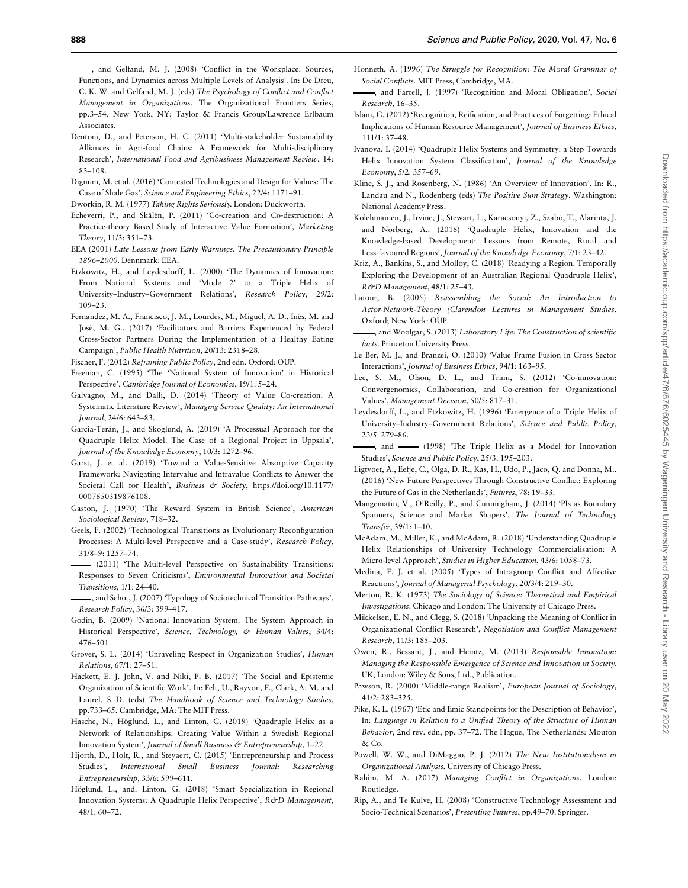———, and Gelfand, M. J. (2008) 'Conflict in the Workplace: Sources, Functions, and Dynamics across Multiple Levels of Analysis'. In: De Dreu, C. K. W. and Gelfand, M. J. (eds) *The Psychology of Conflict and Conflict Management in Organizations*. The Organizational Frontiers Series, pp.3–54. New York, NY: Taylor & Francis Group/Lawrence Erlbaum Associates.

Dentoni, D., and Peterson, H. C. (2011) 'Multi-stakeholder Sustainability Alliances in Agri-food Chains: A Framework for Multi-disciplinary Research', *International Food and Agribusiness Management Review*, 14: 83–108.

Dignum, M. et al. (2016) 'Contested Technologies and Design for Values: The Case of Shale Gas', *Science and Engineering Ethics*, 22/4: 1171–91.

Dworkin, R. M. (1977) *Taking Rights Seriously.* London: Duckworth.

Echeverri, P., and Skålén, P. (2011) 'Co-creation and Co-destruction: A Practice-theory Based Study of Interactive Value Formation', *Marketing Theory*, 11/3: 351–73.

EEA (2001) *Late Lessons from Early Warnings: The Precautionary Principle 1896–2000*. Dennmark: EEA.

Etzkowitz, H., and Leydesdorff, L. (2000) 'The Dynamics of Innovation: From National Systems and 'Mode 2' to a Triple Helix of University–Industry–Government Relations', *Research Policy*, 29/2: 109–23.

Fernandez, M. A., Francisco, J. M., Lourdes, M., Miguel, A. D., Inés, M. and José, M. G.. (2017) 'Facilitators and Barriers Experienced by Federal Cross-Sector Partners During the Implementation of a Healthy Eating Campaign', *Public Health Nutrition*, 20/13: 2318–28.

Fischer, F. (2012) *Reframing Public Policy*, 2nd edn. Oxford: OUP.

Freeman, C. (1995) 'The 'National System of Innovation' in Historical Perspective', *Cambridge Journal of Economics*, 19/1: 5–24.

Galvagno, M., and Dalli, D. (2014) 'Theory of Value Co-creation: A Systematic Literature Review', *Managing Service Quality: An International Journal*, 24/6: 643–83.

García-Terán, J., and Skoglund, A. (2019) 'A Processual Approach for the Quadruple Helix Model: The Case of a Regional Project in Uppsala', *Journal of the Knowledge Economy*, 10/3: 1272–96.

Garst, J. et al. (2019) 'Toward a Value-Sensitive Absorptive Capacity Framework: Navigating Intervalue and Intravalue Conflicts to Answer the Societal Call for Health', *Business & Society*, https://doi.org/10.1177/0007650319876108.

Gaston, J. (1970) 'The Reward System in British Science', *American Sociological Review*, 718–32.

Geels, F. (2002) 'Technological Transitions as Evolutionary Reconfiguration Processes: A Multi-level Perspective and a Case-study', *Research Policy*, 31/8–9: 1257–74.

——— (2011) 'The Multi-level Perspective on Sustainability Transitions: Responses to Seven Criticisms', *Environmental Innovation and Societal Transitions*, 1/1: 24–40.

———, and Schot, J. (2007) 'Typology of Sociotechnical Transition Pathways', *Research Policy*, 36/3: 399–417.

Godin, B. (2009) 'National Innovation System: The System Approach in Historical Perspective', *Science, Technology, & Human Values*, 34/4: 476–501.

Grover, S. L. (2014) 'Unraveling Respect in Organization Studies', *Human Relations*, 67/1: 27–51.

Hackett, E. J. John, V. and Niki, P. B. (2017) 'The Social and Epistemic Organization of Scientific Work'. In: Felt, U., Rayvon, F., Clark, A. M. and Laurel, S.-D. (eds) *The Handbook of Science and Technology Studies*, pp.733–65. Cambridge, MA: The MIT Press.

Hasche, N., Höglund, L., and Linton, G. (2019) 'Quadruple Helix as a Network of Relationships: Creating Value Within a Swedish Regional Innovation System', *Journal of Small Business & Entrepreneurship*, 1–22.

Hjorth, D., Holt, R., and Steyaert, C. (2015) 'Entrepreneurship and Process Studies', *International Small Business Journal: Researching Entrepreneurship*, 33/6: 599–611.

Höglund, L., and. Linton, G. (2018) 'Smart Specialization in Regional Innovation Systems: A Quadruple Helix Perspective', *R&D Management*, 48/1: 60–72.

Honneth, A. (1996) *The Struggle for Recognition: The Moral Grammar of Social Conflicts*. MIT Press, Cambridge, MA.

———, and Farrell, J. (1997) 'Recognition and Moral Obligation', *Social Research*, 16–35.

Islam, G. (2012) 'Recognition, Reification, and Practices of Forgetting: Ethical Implications of Human Resource Management', *Journal of Business Ethics*, 111/1: 37–48.

Ivanova, I. (2014) 'Quadruple Helix Systems and Symmetry: a Step Towards Helix Innovation System Classification', *Journal of the Knowledge Economy*, 5/2: 357–69.

Kline, S. J., and Rosenberg, N. (1986) 'An Overview of Innovation'. In: R., Landau and N., Rodenberg (eds) *The Positive Sum Strategy*. Washington: National Academy Press.

Kolehmainen, J., Irvine, J., Stewart, L., Karacsonyi, Z., Szabó, T., Alarinta, J. and Norberg, A.. (2016) 'Quadruple Helix, Innovation and the Knowledge-based Development: Lessons from Remote, Rural and Less-favoured Regions', *Journal of the Knowledge Economy*, 7/1: 23–42.

Kriz, A., Bankins, S., and Molloy, C. (2018) 'Readying a Region: Temporally Exploring the Development of an Australian Regional Quadruple Helix', *R&D Management*, 48/1: 25–43.

Latour, B. (2005) *Reassembling the Social: An Introduction to Actor-Network-Theory (Clarendon Lectures in Management Studies*. Oxford; New York: OUP.

———, and Woolgar, S. (2013) *Laboratory Life: The Construction of scientific facts*. Princeton University Press.

Le Ber, M. J., and Branzei, O. (2010) 'Value Frame Fusion in Cross Sector Interactions', *Journal of Business Ethics*, 94/1: 163–95.

Lee, S. M., Olson, D. L., and Trimi, S. (2012) 'Co-innovation: Convergenomics, Collaboration, and Co-creation for Organizational Values', *Management Decision*, 50/5: 817–31.

Leydesdorff, L., and Etzkowitz, H. (1996) 'Emergence of a Triple Helix of University–Industry–Government Relations', *Science and Public Policy*, 23/5: 279–86.

———, and ——— (1998) 'The Triple Helix as a Model for Innovation Studies', *Science and Public Policy*, 25/3: 195–203.

Ligtvoet, A., Eefje, C., Olga, D. R., Kas, H., Udo, P., Jaco, Q. and Donna, M.. (2016) 'New Future Perspectives Through Constructive Conflict: Exploring the Future of Gas in the Netherlands', *Futures*, 78: 19–33.

Mangematin, V., O'Reilly, P., and Cunningham, J. (2014) 'PIs as Boundary Spanners, Science and Market Shapers', *The Journal of Technology Transfer*, 39/1: 1–10.

McAdam, M., Miller, K., and McAdam, R. (2018) 'Understanding Quadruple Helix Relationships of University Technology Commercialisation: A Micro-level Approach', *Studies in Higher Education*, 43/6: 1058–73.

Medina, F. J. et al. (2005) 'Types of Intragroup Conflict and Affective Reactions', *Journal of Managerial Psychology*, 20/3/4: 219–30.

Merton, R. K. (1973) *The Sociology of Science: Theoretical and Empirical Investigations*. Chicago and London: The University of Chicago Press.

Mikkelsen, E. N., and Clegg, S. (2018) 'Unpacking the Meaning of Conflict in Organizational Conflict Research', *Negotiation and Conflict Management Research*, 11/3: 185–203.

Owen, R., Bessant, J., and Heintz, M. (2013) *Responsible Innovation: Managing the Responsible Emergence of Science and Innovation in Society.* UK, London: Wiley & Sons, Ltd., Publication.

Pawson, R. (2000) 'Middle-range Realism', *European Journal of Sociology*, 41/2: 283–325.

Pike, K. L. (1967) 'Etic and Emic Standpoints for the Description of Behavior', In: *Language in Relation to a Unified Theory of the Structure of Human Behavior*, 2nd rev. edn, pp. 37–72. The Hague, The Netherlands: Mouton & Co.

Powell, W. W., and DiMaggio, P. J. (2012) *The New Institutionalism in Organizational Analysis*. University of Chicago Press.

Rahim, M. A. (2017) *Managing Conflict in Organizations*. London: Routledge.

Rip, A., and Te Kulve, H. (2008) 'Constructive Technology Assessment and Socio-Technical Scenarios', *Presenting Futures*, pp.49–70. Springer.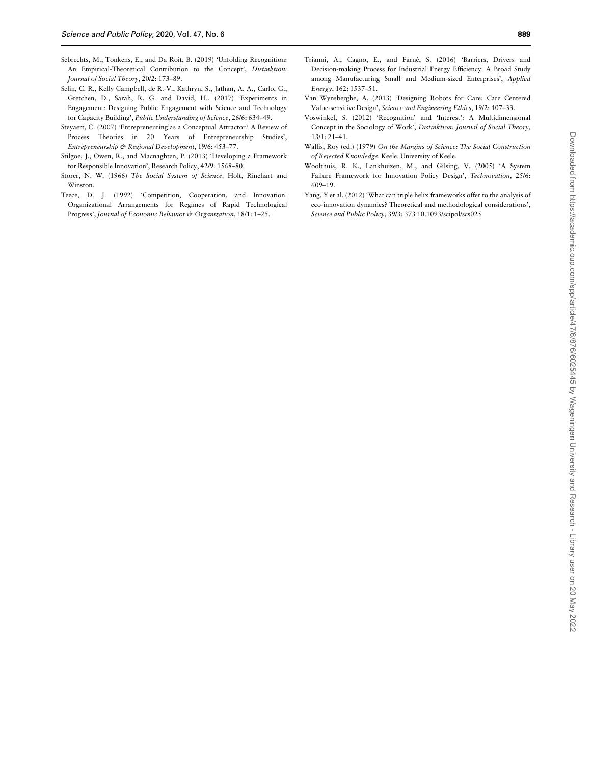Sebrechts, M., Tonkens, E., and Da Roit, B. (2019) 'Unfolding Recognition: An Empirical-Theoretical Contribution to the Concept', *Distinktion: Journal of Social Theory*, 20/2: 173–89.

Selin, C. R., Kelly Campbell, de R.-V., Kathryn, S., Jathan, A. A., Carlo, G., Gretchen, D., Sarah, R. G. and David, H.. (2017) 'Experiments in Engagement: Designing Public Engagement with Science and Technology for Capacity Building', *Public Understanding of Science*, 26/6: 634–49.

Steyaert, C. (2007) 'Entrepreneuring'as a Conceptual Attractor? A Review of Process Theories in 20 Years of Entrepreneurship Studies', *Entrepreneurship & Regional Development*, 19/6: 453–77.

Stilgoe, J., Owen, R., and Macnaghten, P. (2013) 'Developing a Framework for Responsible Innovation', Research Policy, 42/9: 1568–80.

Storer, N. W. (1966) *The Social System of Science*. Holt, Rinehart and Winston.

Teece, D. J. (1992) 'Competition, Cooperation, and Innovation: Organizational Arrangements for Regimes of Rapid Technological Progress', *Journal of Economic Behavior & Organization*, 18/1: 1–25.

Trianni, A., Cagno, E., and Farné, S. (2016) 'Barriers, Drivers and Decision-making Process for Industrial Energy Efficiency: A Broad Study among Manufacturing Small and Medium-sized Enterprises', *Applied Energy*, 162: 1537–51.

Van Wynsberghe, A. (2013) 'Designing Robots for Care: Care Centered Value-sensitive Design', *Science and Engineering Ethics*, 19/2: 407–33.

Voswinkel, S. (2012) 'Recognition' and 'Interest': A Multidimensional Concept in the Sociology of Work', *Distinktion: Journal of Social Theory*, 13/1: 21–41.

Wallis, Roy (ed.) (1979) *On the Margins of Science: The Social Construction of Rejected Knowledge*. Keele: University of Keele.

Woolthuis, R. K., Lankhuizen, M., and Gilsing, V. (2005) 'A System Failure Framework for Innovation Policy Design', *Technovation*, 25/6: 609–19.

Yang, Y et al. (2012) 'What can triple helix frameworks offer to the analysis of eco-innovation dynamics? Theoretical and methodological considerations', *Science and Public Policy*, 39/3: 373 10.1093/scipol/scs025